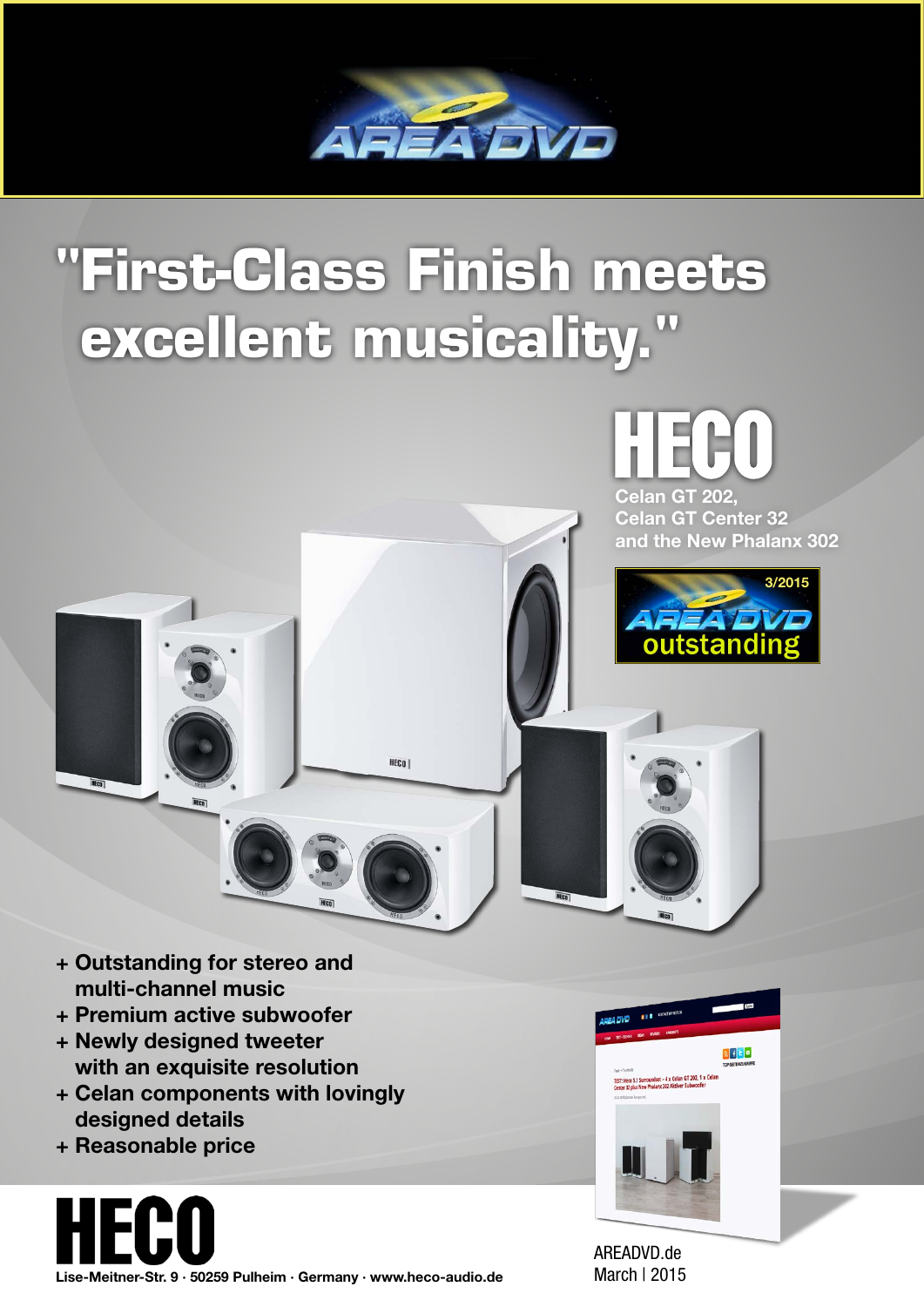# "First-Class Finish meets excellent musicality."

**HECO**

**Celan GT 202, Celan GT Center 32 and the New Phalanx 302**

3/2015
AREA DVD
outstanding

- **+ Outstanding for stereo and multi-channel music**
- **+ Premium active subwoofer**
- **+ Newly designed tweeter with an exquisite resolution**
- **+ Celan components with lovingly designed details**
- **+ Reasonable price**

**HECO**

**Lise-Meitner-Str. 9 · 50259 Pulheim · Germany · www.heco-audio.de**

AREADVD.de
March | 2015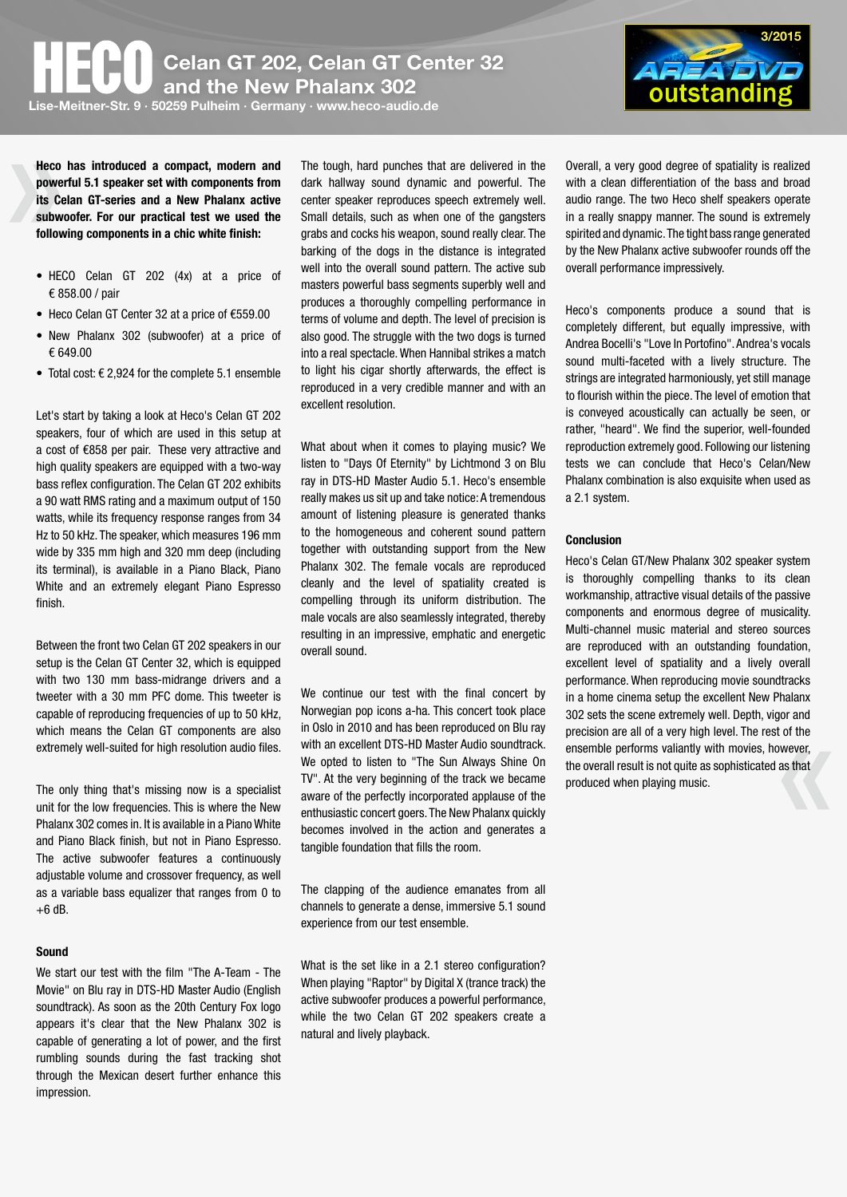# HECO Celan GT 202, Celan GT Center 32 and the New Phalanx 302

Lise-Meitner-Str. 9 · 50259 Pulheim · Germany · www.heco-audio.de

3/2015 AREA DVD outstanding

**Heco has introduced a compact, modern and powerful 5.1 speaker set with components from its Celan GT-series and a New Phalanx active subwoofer. For our practical test we used the following components in a chic white finish:**

- HECO Celan GT 202 (4x) at a price of € 858.00 / pair
- Heco Celan GT Center 32 at a price of €559.00
- New Phalanx 302 (subwoofer) at a price of € 649.00
- Total cost: € 2,924 for the complete 5.1 ensemble

Let's start by taking a look at Heco's Celan GT 202 speakers, four of which are used in this setup at a cost of €858 per pair. These very attractive and high quality speakers are equipped with a two-way bass reflex configuration. The Celan GT 202 exhibits a 90 watt RMS rating and a maximum output of 150 watts, while its frequency response ranges from 34 Hz to 50 kHz. The speaker, which measures 196 mm wide by 335 mm high and 320 mm deep (including its terminal), is available in a Piano Black, Piano White and an extremely elegant Piano Espresso finish.

Between the front two Celan GT 202 speakers in our setup is the Celan GT Center 32, which is equipped with two 130 mm bass-midrange drivers and a tweeter with a 30 mm PFC dome. This tweeter is capable of reproducing frequencies of up to 50 kHz, which means the Celan GT components are also extremely well-suited for high resolution audio files.

The only thing that's missing now is a specialist unit for the low frequencies. This is where the New Phalanx 302 comes in. It is available in a Piano White and Piano Black finish, but not in Piano Espresso. The active subwoofer features a continuously adjustable volume and crossover frequency, as well as a variable bass equalizer that ranges from 0 to +6 dB.

**Sound**

We start our test with the film "The A-Team - The Movie" on Blu ray in DTS-HD Master Audio (English soundtrack). As soon as the 20th Century Fox logo appears it's clear that the New Phalanx 302 is capable of generating a lot of power, and the first rumbling sounds during the fast tracking shot through the Mexican desert further enhance this impression.

The tough, hard punches that are delivered in the dark hallway sound dynamic and powerful. The center speaker reproduces speech extremely well. Small details, such as when one of the gangsters grabs and cocks his weapon, sound really clear. The barking of the dogs in the distance is integrated well into the overall sound pattern. The active sub masters powerful bass segments superbly well and produces a thoroughly compelling performance in terms of volume and depth. The level of precision is also good. The struggle with the two dogs is turned into a real spectacle. When Hannibal strikes a match to light his cigar shortly afterwards, the effect is reproduced in a very credible manner and with an excellent resolution.

What about when it comes to playing music? We listen to "Days Of Eternity" by Lichtmond 3 on Blu ray in DTS-HD Master Audio 5.1. Heco's ensemble really makes us sit up and take notice: A tremendous amount of listening pleasure is generated thanks to the homogeneous and coherent sound pattern together with outstanding support from the New Phalanx 302. The female vocals are reproduced cleanly and the level of spatiality created is compelling through its uniform distribution. The male vocals are also seamlessly integrated, thereby resulting in an impressive, emphatic and energetic overall sound.

We continue our test with the final concert by Norwegian pop icons a-ha. This concert took place in Oslo in 2010 and has been reproduced on Blu ray with an excellent DTS-HD Master Audio soundtrack. We opted to listen to "The Sun Always Shine On TV". At the very beginning of the track we became aware of the perfectly incorporated applause of the enthusiastic concert goers. The New Phalanx quickly becomes involved in the action and generates a tangible foundation that fills the room.

The clapping of the audience emanates from all channels to generate a dense, immersive 5.1 sound experience from our test ensemble.

What is the set like in a 2.1 stereo configuration? When playing "Raptor" by Digital X (trance track) the active subwoofer produces a powerful performance, while the two Celan GT 202 speakers create a natural and lively playback.

Overall, a very good degree of spatiality is realized with a clean differentiation of the bass and broad audio range. The two Heco shelf speakers operate in a really snappy manner. The sound is extremely spirited and dynamic. The tight bass range generated by the New Phalanx active subwoofer rounds off the overall performance impressively.

Heco's components produce a sound that is completely different, but equally impressive, with Andrea Bocelli's "Love In Portofino". Andrea's vocals sound multi-faceted with a lively structure. The strings are integrated harmoniously, yet still manage to flourish within the piece. The level of emotion that is conveyed acoustically can actually be seen, or rather, "heard". We find the superior, well-founded reproduction extremely good. Following our listening tests we can conclude that Heco's Celan/New Phalanx combination is also exquisite when used as a 2.1 system.

**Conclusion**

Heco's Celan GT/New Phalanx 302 speaker system is thoroughly compelling thanks to its clean workmanship, attractive visual details of the passive components and enormous degree of musicality. Multi-channel music material and stereo sources are reproduced with an outstanding foundation, excellent level of spatiality and a lively overall performance. When reproducing movie soundtracks in a home cinema setup the excellent New Phalanx 302 sets the scene extremely well. Depth, vigor and precision are all of a very high level. The rest of the ensemble performs valiantly with movies, however, the overall result is not quite as sophisticated as that produced when playing music.